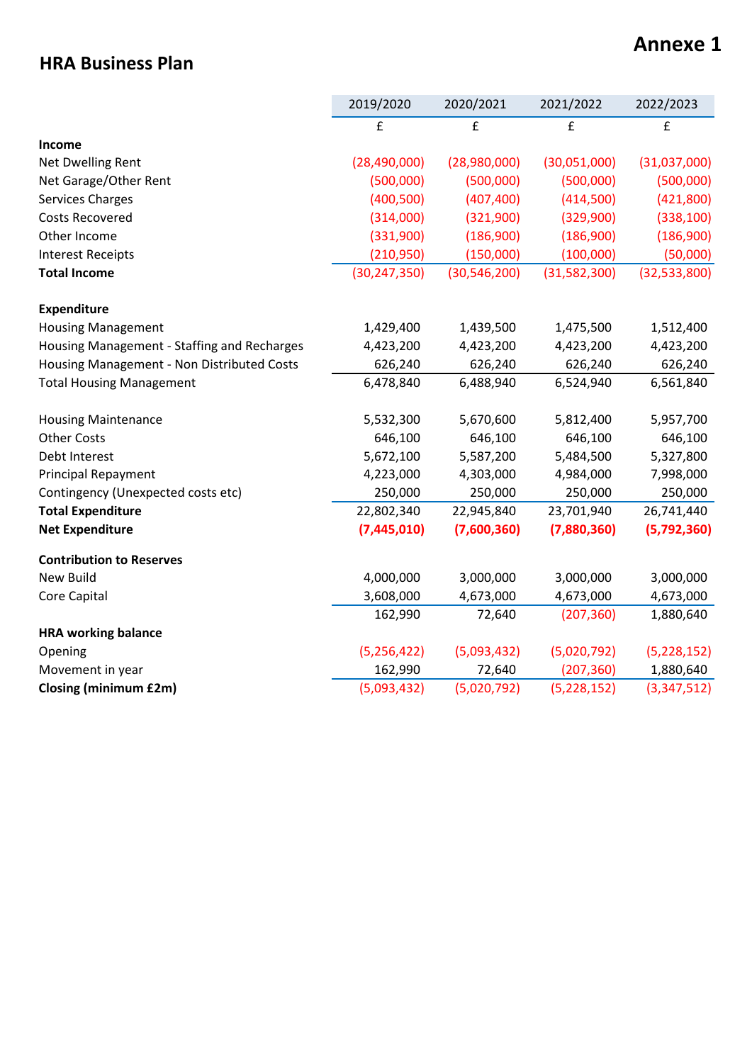Annexe 1

# HRA Business Plan

| | 2019/2020 | 2020/2021 | 2021/2022 | 2022/2023 |
|---|---|---|---|---|
| | £ | £ | £ | £ |
| **Income** | | | | |
| Net Dwelling Rent | (28,490,000) | (28,980,000) | (30,051,000) | (31,037,000) |
| Net Garage/Other Rent | (500,000) | (500,000) | (500,000) | (500,000) |
| Services Charges | (400,500) | (407,400) | (414,500) | (421,800) |
| Costs Recovered | (314,000) | (321,900) | (329,900) | (338,100) |
| Other Income | (331,900) | (186,900) | (186,900) | (186,900) |
| Interest Receipts | (210,950) | (150,000) | (100,000) | (50,000) |
| **Total Income** | (30,247,350) | (30,546,200) | (31,582,300) | (32,533,800) |
| | | | | |
| **Expenditure** | | | | |
| Housing Management | 1,429,400 | 1,439,500 | 1,475,500 | 1,512,400 |
| Housing Management - Staffing and Recharges | 4,423,200 | 4,423,200 | 4,423,200 | 4,423,200 |
| Housing Management - Non Distributed Costs | 626,240 | 626,240 | 626,240 | 626,240 |
| Total Housing Management | 6,478,840 | 6,488,940 | 6,524,940 | 6,561,840 |
| | | | | |
| Housing Maintenance | 5,532,300 | 5,670,600 | 5,812,400 | 5,957,700 |
| Other Costs | 646,100 | 646,100 | 646,100 | 646,100 |
| Debt Interest | 5,672,100 | 5,587,200 | 5,484,500 | 5,327,800 |
| Principal Repayment | 4,223,000 | 4,303,000 | 4,984,000 | 7,998,000 |
| Contingency (Unexpected costs etc) | 250,000 | 250,000 | 250,000 | 250,000 |
| **Total Expenditure** | 22,802,340 | 22,945,840 | 23,701,940 | 26,741,440 |
| **Net Expenditure** | **(7,445,010)** | **(7,600,360)** | **(7,880,360)** | **(5,792,360)** |
| | | | | |
| **Contribution to Reserves** | | | | |
| New Build | 4,000,000 | 3,000,000 | 3,000,000 | 3,000,000 |
| Core Capital | 3,608,000 | 4,673,000 | 4,673,000 | 4,673,000 |
| | 162,990 | 72,640 | (207,360) | 1,880,640 |
| | | | | |
| **HRA working balance** | | | | |
| Opening | (5,256,422) | (5,093,432) | (5,020,792) | (5,228,152) |
| Movement in year | 162,990 | 72,640 | (207,360) | 1,880,640 |
| **Closing (minimum £2m)** | (5,093,432) | (5,020,792) | (5,228,152) | (3,347,512) |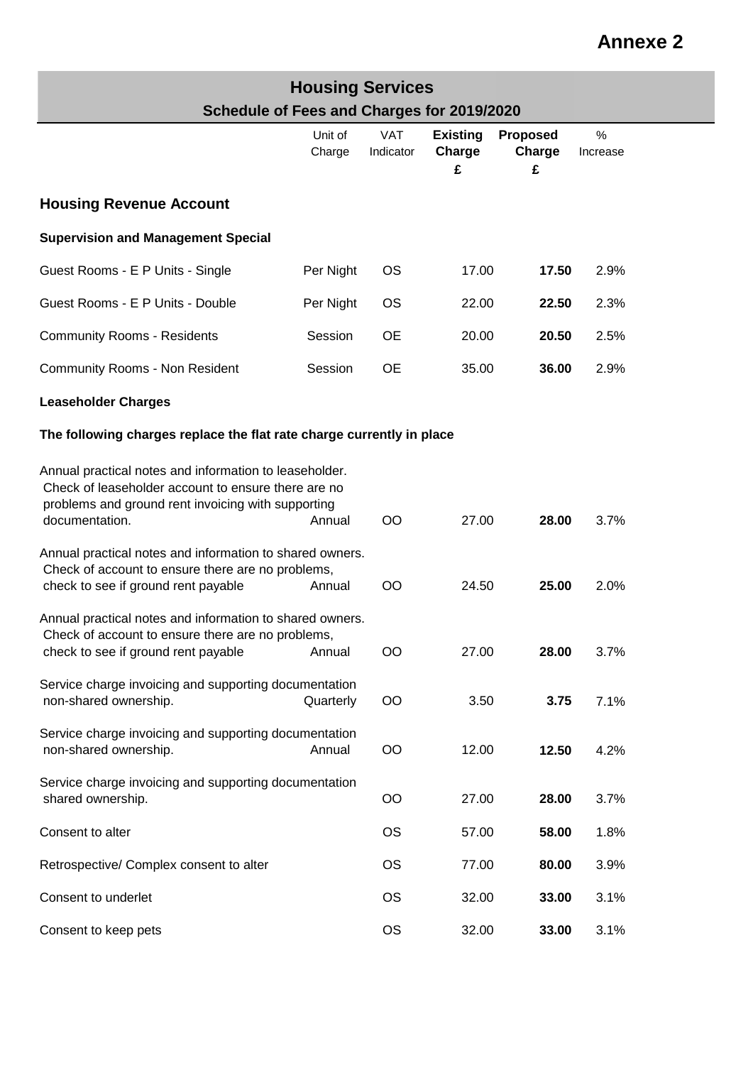**Annexe 2**

## Housing Services

### Schedule of Fees and Charges for 2019/2020

| | Unit of Charge | VAT Indicator | **Existing Charge £** | **Proposed Charge £** | % Increase |
|---|---|---|---|---|---|
| **Housing Revenue Account** | | | | | |
| **Supervision and Management Special** | | | | | |
| Guest Rooms - E P Units - Single | Per Night | OS | 17.00 | **17.50** | 2.9% |
| Guest Rooms - E P Units - Double | Per Night | OS | 22.00 | **22.50** | 2.3% |
| Community Rooms - Residents | Session | OE | 20.00 | **20.50** | 2.5% |
| Community Rooms - Non Resident | Session | OE | 35.00 | **36.00** | 2.9% |
| **Leaseholder Charges** | | | | | |
| **The following charges replace the flat rate charge currently in place** | | | | | |
| Annual practical notes and information to leaseholder. Check of leaseholder account to ensure there are no problems and ground rent invoicing with supporting documentation. | Annual | OO | 27.00 | **28.00** | 3.7% |
| Annual practical notes and information to shared owners. Check of account to ensure there are no problems, check to see if ground rent payable | Annual | OO | 24.50 | **25.00** | 2.0% |
| Annual practical notes and information to shared owners. Check of account to ensure there are no problems, check to see if ground rent payable | Annual | OO | 27.00 | **28.00** | 3.7% |
| Service charge invoicing and supporting documentation non-shared ownership. | Quarterly | OO | 3.50 | **3.75** | 7.1% |
| Service charge invoicing and supporting documentation non-shared ownership. | Annual | OO | 12.00 | **12.50** | 4.2% |
| Service charge invoicing and supporting documentation shared ownership. | | OO | 27.00 | **28.00** | 3.7% |
| Consent to alter | | OS | 57.00 | **58.00** | 1.8% |
| Retrospective/ Complex consent to alter | | OS | 77.00 | **80.00** | 3.9% |
| Consent to underlet | | OS | 32.00 | **33.00** | 3.1% |
| Consent to keep pets | | OS | 32.00 | **33.00** | 3.1% |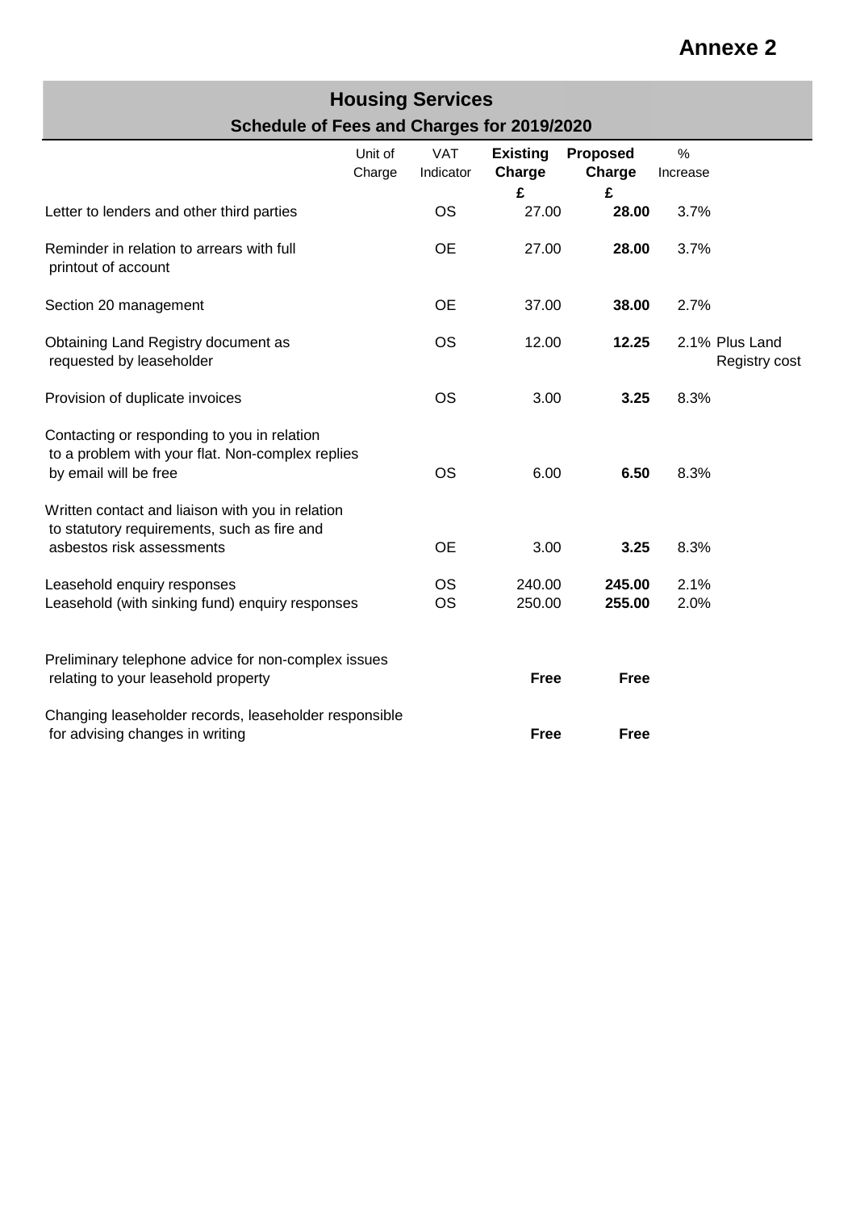**Annexe 2**

# Housing Services

## Schedule of Fees and Charges for 2019/2020

| | Unit of Charge | VAT Indicator | Existing Charge £ | Proposed Charge £ | % Increase |
|---|---|---|---|---|---|
| Letter to lenders and other third parties | | OS | 27.00 | **28.00** | 3.7% |
| Reminder in relation to arrears with full printout of account | | OE | 27.00 | **28.00** | 3.7% |
| Section 20 management | | OE | 37.00 | **38.00** | 2.7% |
| Obtaining Land Registry document as requested by leaseholder | | OS | 12.00 | **12.25** | 2.1% Plus Land Registry cost |
| Provision of duplicate invoices | | OS | 3.00 | **3.25** | 8.3% |
| Contacting or responding to you in relation to a problem with your flat. Non-complex replies by email will be free | | OS | 6.00 | **6.50** | 8.3% |
| Written contact and liaison with you in relation to statutory requirements, such as fire and asbestos risk assessments | | OE | 3.00 | **3.25** | 8.3% |
| Leasehold enquiry responses | | OS | 240.00 | **245.00** | 2.1% |
| Leasehold (with sinking fund) enquiry responses | | OS | 250.00 | **255.00** | 2.0% |
| Preliminary telephone advice for non-complex issues relating to your leasehold property | | | **Free** | **Free** | |
| Changing leaseholder records, leaseholder responsible for advising changes in writing | | | **Free** | **Free** | |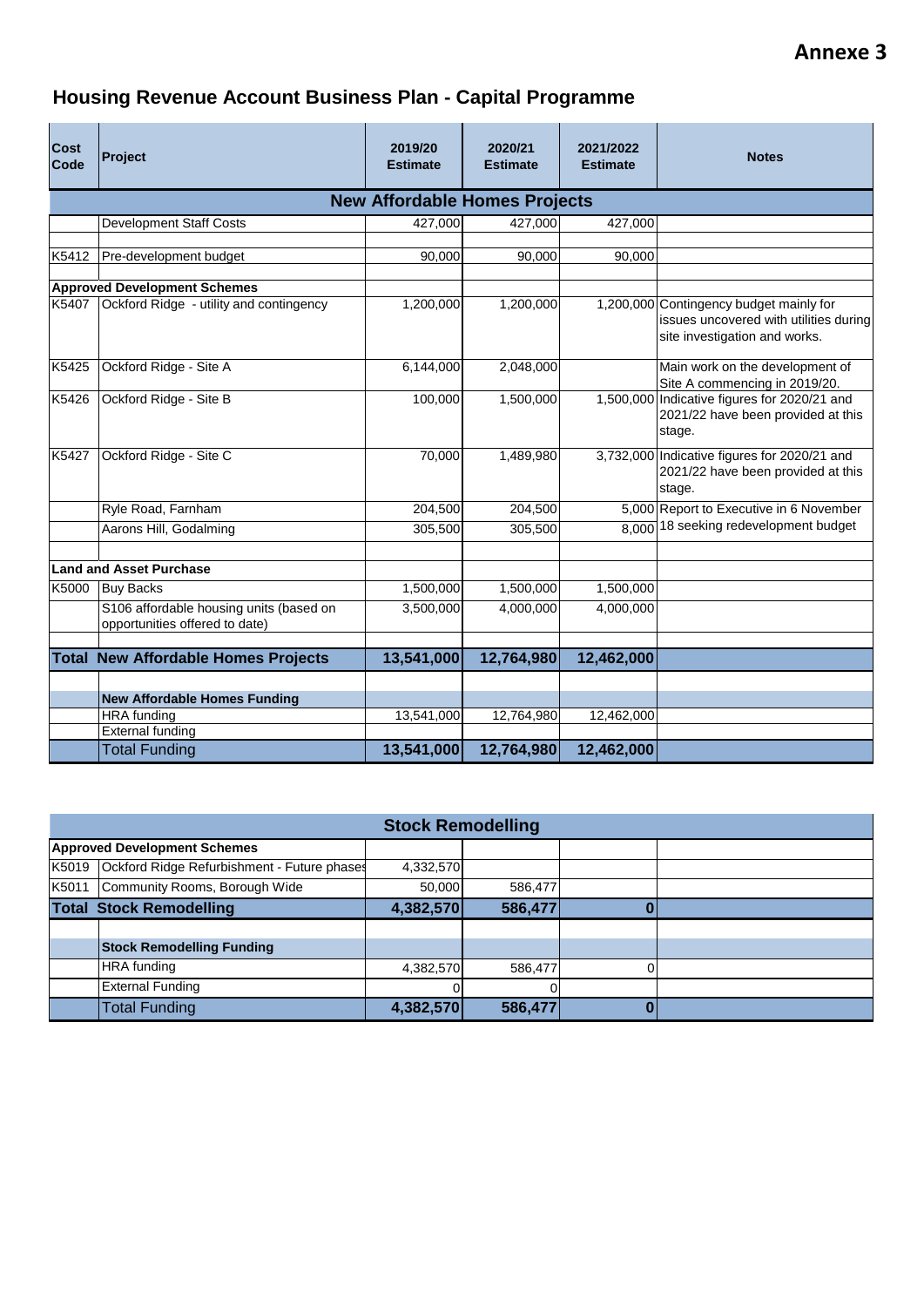# Annexe 3

## Housing Revenue Account Business Plan - Capital Programme

| Cost Code | Project | 2019/20 Estimate | 2020/21 Estimate | 2021/2022 Estimate | Notes |
|---|---|---|---|---|---|
| | **New Affordable Homes Projects** | | | | |
| | Development Staff Costs | 427,000 | 427,000 | 427,000 | |
| | | | | | |
| K5412 | Pre-development budget | 90,000 | 90,000 | 90,000 | |
| | | | | | |
| **Approved Development Schemes** | | | | | |
| K5407 | Ockford Ridge - utility and contingency | 1,200,000 | 1,200,000 | 1,200,000 | Contingency budget mainly for issues uncovered with utilities during site investigation and works. |
| K5425 | Ockford Ridge - Site A | 6,144,000 | 2,048,000 | | Main work on the development of Site A commencing in 2019/20. |
| K5426 | Ockford Ridge - Site B | 100,000 | 1,500,000 | 1,500,000 | Indicative figures for 2020/21 and 2021/22 have been provided at this stage. |
| K5427 | Ockford Ridge - Site C | 70,000 | 1,489,980 | 3,732,000 | Indicative figures for 2020/21 and 2021/22 have been provided at this stage. |
| | Ryle Road, Farnham | 204,500 | 204,500 | 5,000 | Report to Executive in 6 November 18 seeking redevelopment budget |
| | Aarons Hill, Godalming | 305,500 | 305,500 | 8,000 | |
| | | | | | |
| **Land and Asset Purchase** | | | | | |
| K5000 | Buy Backs | 1,500,000 | 1,500,000 | 1,500,000 | |
| | S106 affordable housing units (based on opportunities offered to date) | 3,500,000 | 4,000,000 | 4,000,000 | |
| | | | | | |
| **Total** | **New Affordable Homes Projects** | **13,541,000** | **12,764,980** | **12,462,000** | |
| | | | | | |
| | **New Affordable Homes Funding** | | | | |
| | HRA funding | 13,541,000 | 12,764,980 | 12,462,000 | |
| | External funding | | | | |
| | Total Funding | **13,541,000** | **12,764,980** | **12,462,000** | |

| Cost Code | Project | 2019/20 Estimate | 2020/21 Estimate | 2021/2022 Estimate | Notes |
|---|---|---|---|---|---|
| | **Stock Remodelling** | | | | |
| **Approved Development Schemes** | | | | | |
| K5019 | Ockford Ridge Refurbishment - Future phases | 4,332,570 | | | |
| K5011 | Community Rooms, Borough Wide | 50,000 | 586,477 | | |
| **Total** | **Stock Remodelling** | **4,382,570** | **586,477** | **0** | |
| | | | | | |
| | **Stock Remodelling Funding** | | | | |
| | HRA funding | 4,382,570 | 586,477 | 0 | |
| | External Funding | 0 | 0 | | |
| | Total Funding | **4,382,570** | **586,477** | **0** | |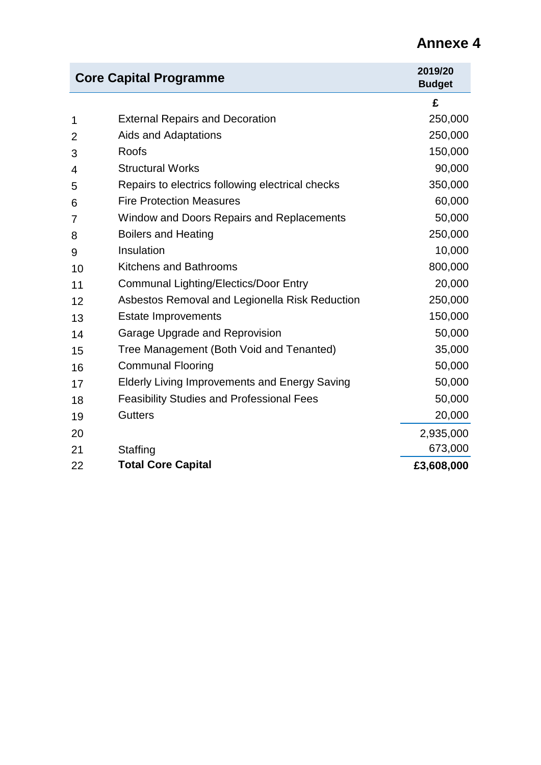# Annexe 4

| | Core Capital Programme | 2019/20 Budget |
|---|---|---|
| | | £ |
| 1 | External Repairs and Decoration | 250,000 |
| 2 | Aids and Adaptations | 250,000 |
| 3 | Roofs | 150,000 |
| 4 | Structural Works | 90,000 |
| 5 | Repairs to electrics following electrical checks | 350,000 |
| 6 | Fire Protection Measures | 60,000 |
| 7 | Window and Doors Repairs and Replacements | 50,000 |
| 8 | Boilers and Heating | 250,000 |
| 9 | Insulation | 10,000 |
| 10 | Kitchens and Bathrooms | 800,000 |
| 11 | Communal Lighting/Electics/Door Entry | 20,000 |
| 12 | Asbestos Removal and Legionella Risk Reduction | 250,000 |
| 13 | Estate Improvements | 150,000 |
| 14 | Garage Upgrade and Reprovision | 50,000 |
| 15 | Tree Management (Both Void and Tenanted) | 35,000 |
| 16 | Communal Flooring | 50,000 |
| 17 | Elderly Living Improvements and Energy Saving | 50,000 |
| 18 | Feasibility Studies and Professional Fees | 50,000 |
| 19 | Gutters | 20,000 |
| 20 | | 2,935,000 |
| 21 | Staffing | 673,000 |
| 22 | **Total Core Capital** | **£3,608,000** |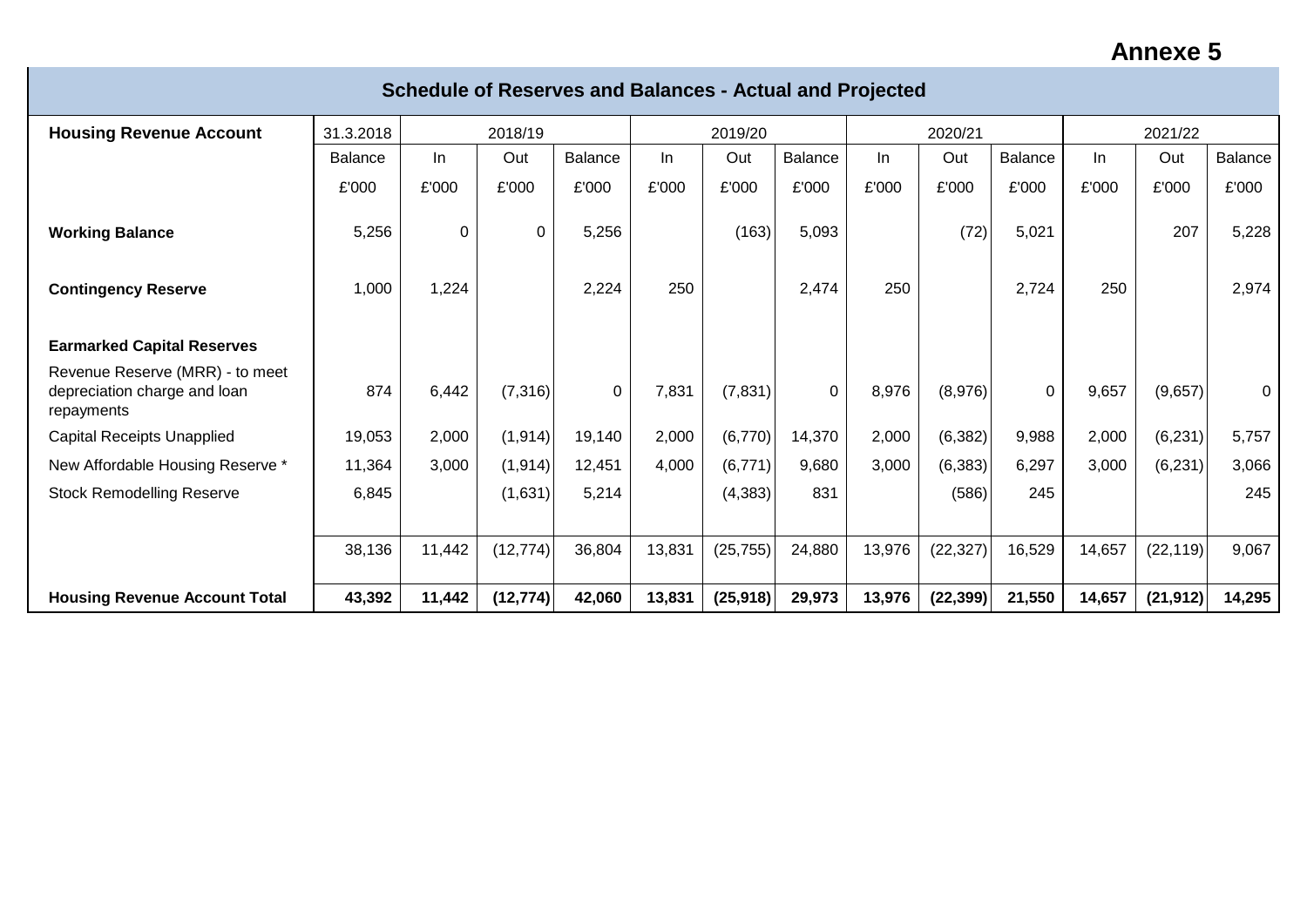# Annexe 5

## Schedule of Reserves and Balances - Actual and Projected

| Housing Revenue Account | 31.3.2018 | 2018/19 | | | 2019/20 | | | 2020/21 | | | 2021/22 | | |
|---|---|---|---|---|---|---|---|---|---|---|---|---|---|
| | Balance | In | Out | Balance | In | Out | Balance | In | Out | Balance | In | Out | Balance |
| | £'000 | £'000 | £'000 | £'000 | £'000 | £'000 | £'000 | £'000 | £'000 | £'000 | £'000 | £'000 | £'000 |
| **Working Balance** | 5,256 | 0 | 0 | 5,256 | | (163) | 5,093 | | (72) | 5,021 | | 207 | 5,228 |
| **Contingency Reserve** | 1,000 | 1,224 | | 2,224 | 250 | | 2,474 | 250 | | 2,724 | 250 | | 2,974 |
| **Earmarked Capital Reserves** | | | | | | | | | | | | | |
| Revenue Reserve (MRR) - to meet depreciation charge and loan repayments | 874 | 6,442 | (7,316) | 0 | 7,831 | (7,831) | 0 | 8,976 | (8,976) | 0 | 9,657 | (9,657) | 0 |
| Capital Receipts Unapplied | 19,053 | 2,000 | (1,914) | 19,140 | 2,000 | (6,770) | 14,370 | 2,000 | (6,382) | 9,988 | 2,000 | (6,231) | 5,757 |
| New Affordable Housing Reserve * | 11,364 | 3,000 | (1,914) | 12,451 | 4,000 | (6,771) | 9,680 | 3,000 | (6,383) | 6,297 | 3,000 | (6,231) | 3,066 |
| Stock Remodelling Reserve | 6,845 | | (1,631) | 5,214 | | (4,383) | 831 | | (586) | 245 | | | 245 |
| | 38,136 | 11,442 | (12,774) | 36,804 | 13,831 | (25,755) | 24,880 | 13,976 | (22,327) | 16,529 | 14,657 | (22,119) | 9,067 |
| **Housing Revenue Account Total** | **43,392** | **11,442** | **(12,774)** | **42,060** | **13,831** | **(25,918)** | **29,973** | **13,976** | **(22,399)** | **21,550** | **14,657** | **(21,912)** | **14,295** |